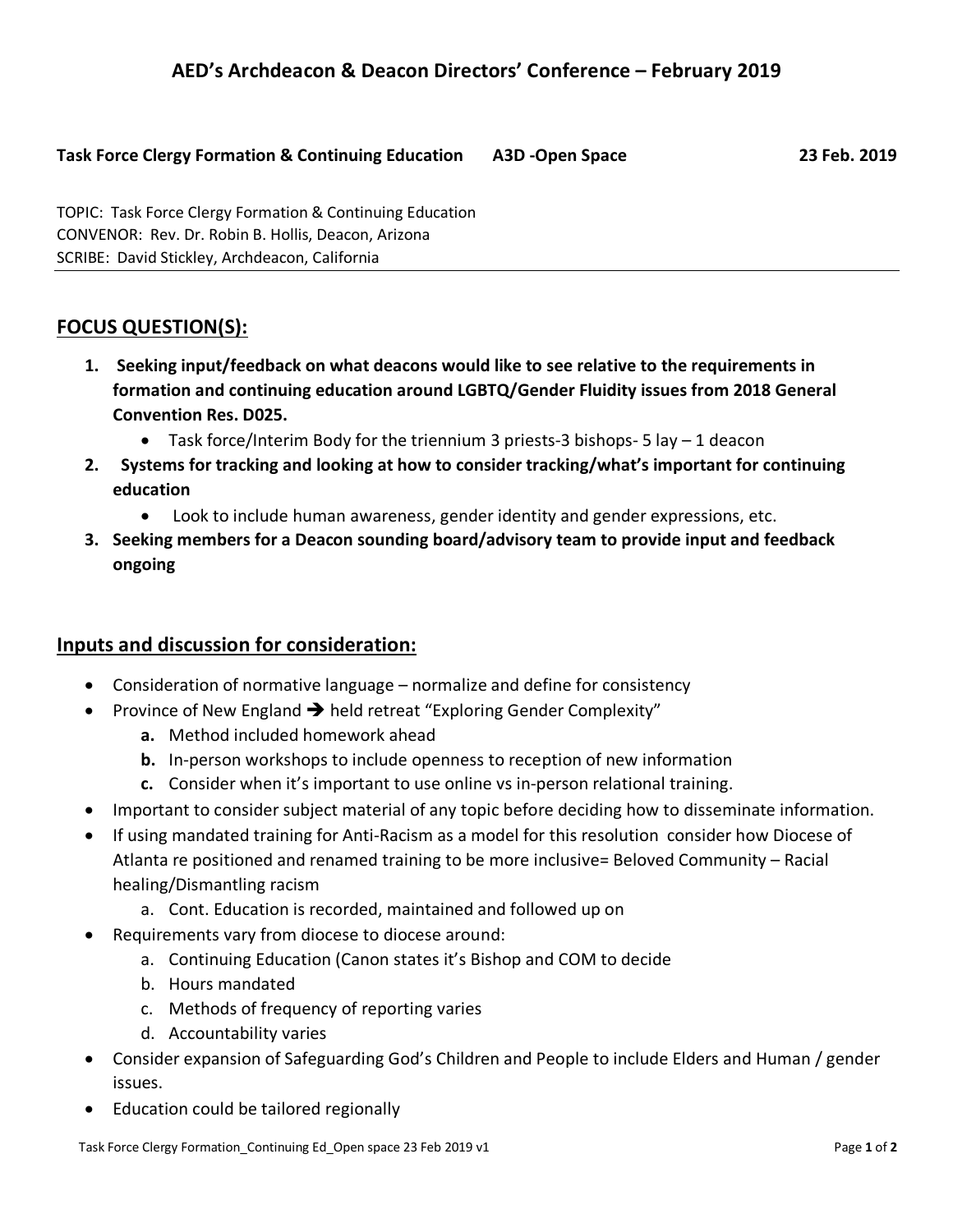# AED's Archdeacon & Deacon Directors' Conference – February 2019

**Task Force Clergy Formation & Continuing Education A3D -Open Space 23 Feb. 2019**

TOPIC: Task Force Clergy Formation & Continuing Education
CONVENOR: Rev. Dr. Robin B. Hollis, Deacon, Arizona
SCRIBE: David Stickley, Archdeacon, California

## FOCUS QUESTION(S):

1. **Seeking input/feedback on what deacons would like to see relative to the requirements in formation and continuing education around LGBTQ/Gender Fluidity issues from 2018 General Convention Res. D025.**
   - Task force/Interim Body for the triennium 3 priests-3 bishops- 5 lay – 1 deacon
2. **Systems for tracking and looking at how to consider tracking/what's important for continuing education**
   - Look to include human awareness, gender identity and gender expressions, etc.
3. **Seeking members for a Deacon sounding board/advisory team to provide input and feedback ongoing**

## Inputs and discussion for consideration:

- Consideration of normative language – normalize and define for consistency
- Province of New England ➔ held retreat "Exploring Gender Complexity"
  - **a.** Method included homework ahead
  - **b.** In-person workshops to include openness to reception of new information
  - **c.** Consider when it's important to use online vs in-person relational training.
- Important to consider subject material of any topic before deciding how to disseminate information.
- If using mandated training for Anti-Racism as a model for this resolution consider how Diocese of Atlanta re positioned and renamed training to be more inclusive= Beloved Community – Racial healing/Dismantling racism
  - a. Cont. Education is recorded, maintained and followed up on
- Requirements vary from diocese to diocese around:
  - a. Continuing Education (Canon states it's Bishop and COM to decide
  - b. Hours mandated
  - c. Methods of frequency of reporting varies
  - d. Accountability varies
- Consider expansion of Safeguarding God's Children and People to include Elders and Human / gender issues.
- Education could be tailored regionally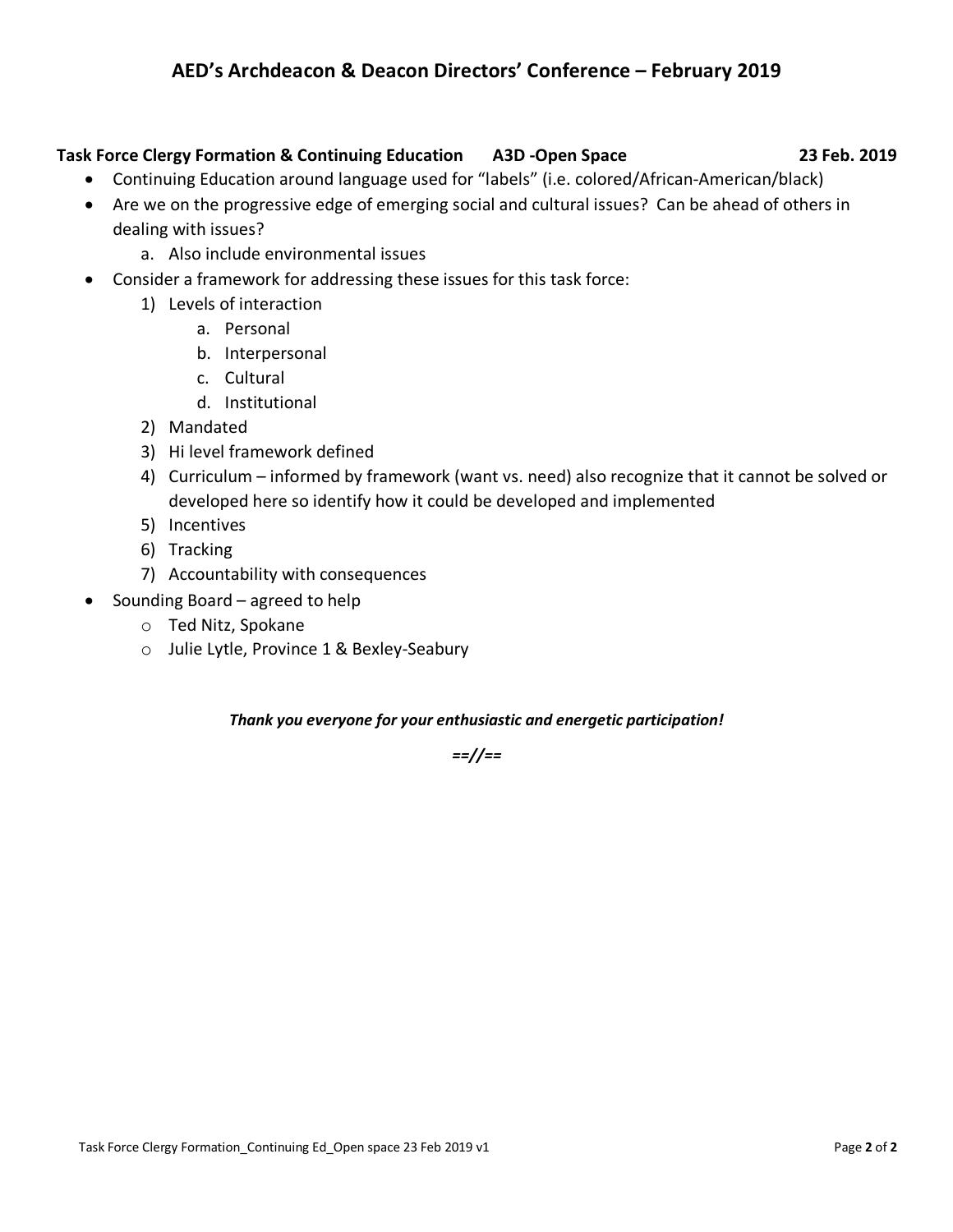# AED's Archdeacon & Deacon Directors' Conference – February 2019

**Task Force Clergy Formation & Continuing Education A3D -Open Space 23 Feb. 2019**

- Continuing Education around language used for "labels" (i.e. colored/African-American/black)
- Are we on the progressive edge of emerging social and cultural issues? Can be ahead of others in dealing with issues?
    a. Also include environmental issues
- Consider a framework for addressing these issues for this task force:
    1) Levels of interaction
        a. Personal
        b. Interpersonal
        c. Cultural
        d. Institutional
    2) Mandated
    3) Hi level framework defined
    4) Curriculum – informed by framework (want vs. need) also recognize that it cannot be solved or developed here so identify how it could be developed and implemented
    5) Incentives
    6) Tracking
    7) Accountability with consequences
- Sounding Board – agreed to help
    - Ted Nitz, Spokane
    - Julie Lytle, Province 1 & Bexley-Seabury

***Thank you everyone for your enthusiastic and energetic participation!***

***==//==***